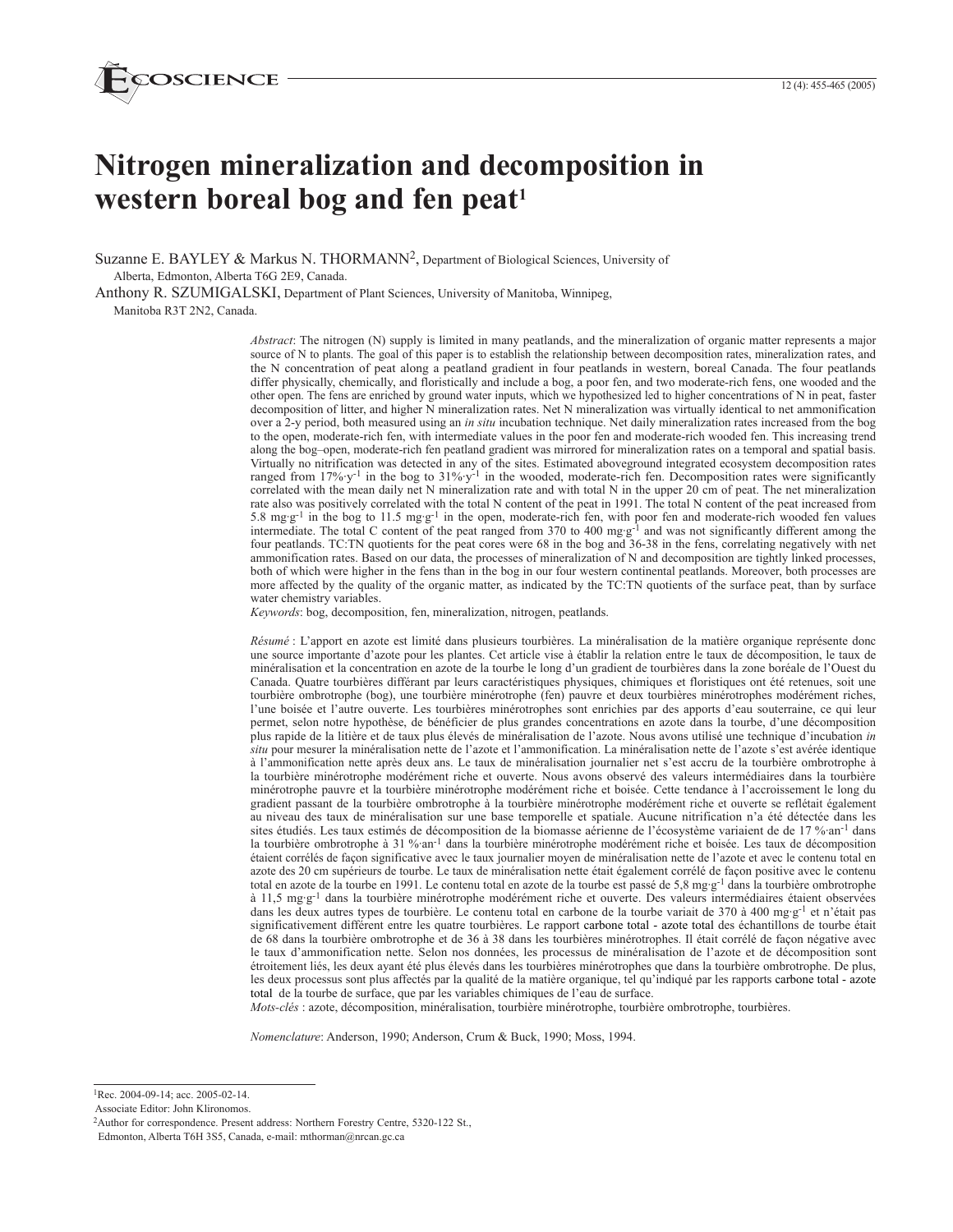# Nitrogen mineralization and decomposition in western boreal bog and fen peat[1]

Suzanne E. BAYLEY & Markus N. THORMANN[2], Department of Biological Sciences, University of Alberta, Edmonton, Alberta T6G 2E9, Canada.

Anthony R. SZUMIGALSKI, Department of Plant Sciences, University of Manitoba, Winnipeg, Manitoba R3T 2N2, Canada.

*Abstract*: The nitrogen (N) supply is limited in many peatlands, and the mineralization of organic matter represents a major source of N to plants. The goal of this paper is to establish the relationship between decomposition rates, mineralization rates, and the N concentration of peat along a peatland gradient in four peatlands in western, boreal Canada. The four peatlands differ physically, chemically, and floristically and include a bog, a poor fen, and two moderate-rich fens, one wooded and the other open. The fens are enriched by ground water inputs, which we hypothesized led to higher concentrations of N in peat, faster decomposition of litter, and higher N mineralization rates. Net N mineralization was virtually identical to net ammonification over a 2-y period, both measured using an *in situ* incubation technique. Net daily mineralization rates increased from the bog to the open, moderate-rich fen, with intermediate values in the poor fen and moderate-rich wooded fen. This increasing trend along the bog–open, moderate-rich fen peatland gradient was mirrored for mineralization rates on a temporal and spatial basis. Virtually no nitrification was detected in any of the sites. Estimated aboveground integrated ecosystem decomposition rates ranged from $17\%\cdot y^{-1}$ in the bog to $31\%\cdot y^{-1}$ in the wooded, moderate-rich fen. Decomposition rates were significantly correlated with the mean daily net N mineralization rate and with total N in the upper 20 cm of peat. The net mineralization rate also was positively correlated with the total N content of the peat in 1991. The total N content of the peat increased from $5.8\ mg\cdot g^{-1}$ in the bog to $11.5\ mg\cdot g^{-1}$ in the open, moderate-rich fen, with poor fen and moderate-rich wooded fen values intermediate. The total C content of the peat ranged from 370 to $400\ mg\cdot g^{-1}$ and was not significantly different among the four peatlands. TC:TN quotients for the peat cores were 68 in the bog and 36-38 in the fens, correlating negatively with net ammonification rates. Based on our data, the processes of mineralization of N and decomposition are tightly linked processes, both of which were higher in the fens than in the bog in our four western continental peatlands. Moreover, both processes are more affected by the quality of the organic matter, as indicated by the TC:TN quotients of the surface peat, than by surface water chemistry variables.

*Keywords*: bog, decomposition, fen, mineralization, nitrogen, peatlands.

*Résumé* : L'apport en azote est limité dans plusieurs tourbières. La minéralisation de la matière organique représente donc une source importante d'azote pour les plantes. Cet article vise à établir la relation entre le taux de décomposition, le taux de minéralisation et la concentration en azote de la tourbe le long d'un gradient de tourbières dans la zone boréale de l'Ouest du Canada. Quatre tourbières différant par leurs caractéristiques physiques, chimiques et floristiques ont été retenues, soit une tourbière ombrotrophe (bog), une tourbière minérotrophe (fen) pauvre et deux tourbières minérotrophes modérément riches, l'une boisée et l'autre ouverte. Les tourbières minérotrophes sont enrichies par des apports d'eau souterraine, ce qui leur permet, selon notre hypothèse, de bénéficier de plus grandes concentrations en azote dans la tourbe, d'une décomposition plus rapide de la litière et de taux plus élevés de minéralisation de l'azote. Nous avons utilisé une technique d'incubation *in situ* pour mesurer la minéralisation nette de l'azote et l'ammonification. La minéralisation nette de l'azote s'est avérée identique à l'ammonification nette après deux ans. Le taux de minéralisation journalier net s'est accru de la tourbière ombrotrophe à la tourbière minérotrophe modérément riche et ouverte. Nous avons observé des valeurs intermédiaires dans la tourbière minérotrophe pauvre et la tourbière minérotrophe modérément riche et boisée. Cette tendance à l'accroissement le long du gradient passant de la tourbière ombrotrophe à la tourbière minérotrophe modérément riche et ouverte se reflétait également au niveau des taux de minéralisation sur une base temporelle et spatiale. Aucune nitrification n'a été détectée dans les sites étudiés. Les taux estimés de décomposition de la biomasse aérienne de l'écosystème variaient de $17\ \%\cdot an^{-1}$ dans la tourbière ombrotrophe à $31\ \%\cdot an^{-1}$ dans la tourbière minérotrophe modérément riche et boisée. Les taux de décomposition étaient corrélés de façon significative avec le taux journalier moyen de minéralisation nette de l'azote et avec le contenu total en azote des 20 cm supérieurs de tourbe. Le taux de minéralisation nette était également corrélé de façon positive avec le contenu total en azote de la tourbe en 1991. Le contenu total en azote de la tourbe est passé de $5,8\ mg\cdot g^{-1}$ dans la tourbière ombrotrophe à $11,5\ mg\cdot g^{-1}$ dans la tourbière minérotrophe modérément riche et ouverte. Des valeurs intermédiaires étaient observées dans les deux autres types de tourbière. Le contenu total en carbone de la tourbe variait de 370 à $400\ mg\cdot g^{-1}$ et n'était pas significativement différent entre les quatre tourbières. Le rapport carbone total - azote total des échantillons de tourbe était de 68 dans la tourbière ombrotrophe et de 36 à 38 dans les tourbières minérotrophes. Il était corrélé de façon négative avec le taux d'ammonification nette. Selon nos données, les processus de minéralisation de l'azote et de décomposition sont étroitement liés, les deux ayant été plus élevés dans les tourbières minérotrophes que dans la tourbière ombrotrophe. De plus, les deux processus sont plus affectés par la qualité de la matière organique, tel qu'indiqué par les rapports carbone total - azote total de la tourbe de surface, que par les variables chimiques de l'eau de surface.

*Mots-clés* : azote, décomposition, minéralisation, tourbière minérotrophe, tourbière ombrotrophe, tourbières.

*Nomenclature*: Anderson, 1990; Anderson, Crum & Buck, 1990; Moss, 1994.

---

[1]Rec. 2004-09-14; acc. 2005-02-14.

Associate Editor: John Klironomos.

[2]Author for correspondence. Present address: Northern Forestry Centre, 5320-122 St., Edmonton, Alberta T6H 3S5, Canada, e-mail: mthorman@nrcan.gc.ca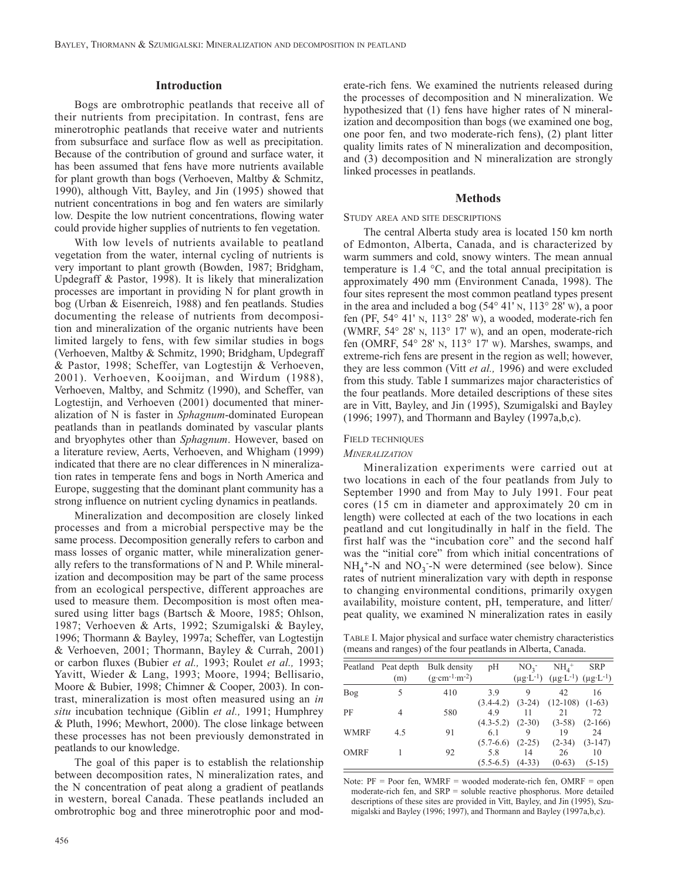## Introduction

Bogs are ombrotrophic peatlands that receive all of their nutrients from precipitation. In contrast, fens are minerotrophic peatlands that receive water and nutrients from subsurface and surface flow as well as precipitation. Because of the contribution of ground and surface water, it has been assumed that fens have more nutrients available for plant growth than bogs (Verhoeven, Maltby & Schmitz, 1990), although Vitt, Bayley, and Jin (1995) showed that nutrient concentrations in bog and fen waters are similarly low. Despite the low nutrient concentrations, flowing water could provide higher supplies of nutrients to fen vegetation.

With low levels of nutrients available to peatland vegetation from the water, internal cycling of nutrients is very important to plant growth (Bowden, 1987; Bridgham, Updegraff & Pastor, 1998). It is likely that mineralization processes are important in providing N for plant growth in bog (Urban & Eisenreich, 1988) and fen peatlands. Studies documenting the release of nutrients from decomposition and mineralization of the organic nutrients have been limited largely to fens, with few similar studies in bogs (Verhoeven, Maltby & Schmitz, 1990; Bridgham, Updegraff & Pastor, 1998; Scheffer, van Logtestijn & Verhoeven, 2001). Verhoeven, Kooijman, and Wirdum (1988), Verhoeven, Maltby, and Schmitz (1990), and Scheffer, van Logtestijn, and Verhoeven (2001) documented that mineralization of N is faster in *Sphagnum*-dominated European peatlands than in peatlands dominated by vascular plants and bryophytes other than *Sphagnum*. However, based on a literature review, Aerts, Verhoeven, and Whigham (1999) indicated that there are no clear differences in N mineralization rates in temperate fens and bogs in North America and Europe, suggesting that the dominant plant community has a strong influence on nutrient cycling dynamics in peatlands.

Mineralization and decomposition are closely linked processes and from a microbial perspective may be the same process. Decomposition generally refers to carbon and mass losses of organic matter, while mineralization generally refers to the transformations of N and P. While mineralization and decomposition may be part of the same process from an ecological perspective, different approaches are used to measure them. Decomposition is most often measured using litter bags (Bartsch & Moore, 1985; Ohlson, 1987; Verhoeven & Arts, 1992; Szumigalski & Bayley, 1996; Thormann & Bayley, 1997a; Scheffer, van Logtestijn & Verhoeven, 2001; Thormann, Bayley & Currah, 2001) or carbon fluxes (Bubier *et al.,* 1993; Roulet *et al.,* 1993; Yavitt, Wieder & Lang, 1993; Moore, 1994; Bellisario, Moore & Bubier, 1998; Chimner & Cooper, 2003). In contrast, mineralization is most often measured using an *in situ* incubation technique (Giblin *et al.,* 1991; Humphrey & Pluth, 1996; Mewhort, 2000). The close linkage between these processes has not been previously demonstrated in peatlands to our knowledge.

The goal of this paper is to establish the relationship between decomposition rates, N mineralization rates, and the N concentration of peat along a gradient of peatlands in western, boreal Canada. These peatlands included an ombrotrophic bog and three minerotrophic poor and moderate-rich fens. We examined the nutrients released during the processes of decomposition and N mineralization. We hypothesized that (1) fens have higher rates of N mineralization and decomposition than bogs (we examined one bog, one poor fen, and two moderate-rich fens), (2) plant litter quality limits rates of N mineralization and decomposition, and (3) decomposition and N mineralization are strongly linked processes in peatlands.

## Methods

### Study area and site descriptions

The central Alberta study area is located 150 km north of Edmonton, Alberta, Canada, and is characterized by warm summers and cold, snowy winters. The mean annual temperature is 1.4 °C, and the total annual precipitation is approximately 490 mm (Environment Canada, 1998). The four sites represent the most common peatland types present in the area and included a bog (54° 41' N, 113° 28' W), a poor fen (PF, 54° 41' N, 113° 28' W), a wooded, moderate-rich fen (WMRF, 54° 28' N, 113° 17' W), and an open, moderate-rich fen (OMRF, 54° 28' N, 113° 17' W). Marshes, swamps, and extreme-rich fens are present in the region as well; however, they are less common (Vitt *et al.,* 1996) and were excluded from this study. Table I summarizes major characteristics of the four peatlands. More detailed descriptions of these sites are in Vitt, Bayley, and Jin (1995), Szumigalski and Bayley (1996; 1997), and Thormann and Bayley (1997a,b,c).

### Field techniques

#### *Mineralization*

Mineralization experiments were carried out at two locations in each of the four peatlands from July to September 1990 and from May to July 1991. Four peat cores (15 cm in diameter and approximately 20 cm in length) were collected at each of the two locations in each peatland and cut longitudinally in half in the field. The first half was the "incubation core" and the second half was the "initial core" from which initial concentrations of $NH_4^+$-N and $NO_3^-$-N were determined (see below). Since rates of nutrient mineralization vary with depth in response to changing environmental conditions, primarily oxygen availability, moisture content, pH, temperature, and litter/peat quality, we examined N mineralization rates in easily

Table I. Major physical and surface water chemistry characteristics (means and ranges) of the four peatlands in Alberta, Canada.

| Peatland | Peat depth (m) | Bulk density ($g \cdot cm^{-1} \cdot m^{-2}$) | pH | $NO_3^-$ ($\mu g \cdot L^{-1}$) | $NH_4^+$ ($\mu g \cdot L^{-1}$) | SRP ($\mu g \cdot L^{-1}$) |
|---|---|---|---|---|---|---|
| Bog | 5 | 410 | 3.9 (3.4-4.2) | 9 (3-24) | 42 (12-108) | 16 (1-63) |
| PF | 4 | 580 | 4.9 (4.3-5.2) | 11 (2-30) | 21 (3-58) | 72 (2-166) |
| WMRF | 4.5 | 91 | 6.1 (5.7-6.6) | 9 (2-25) | 19 (2-34) | 24 (3-147) |
| OMRF | 1 | 92 | 5.8 (5.5-6.5) | 14 (4-33) | 26 (0-63) | 10 (5-15) |

Note: PF = Poor fen, WMRF = wooded moderate-rich fen, OMRF = open moderate-rich fen, and SRP = soluble reactive phosphorus. More detailed descriptions of these sites are provided in Vitt, Bayley, and Jin (1995), Szumigalski and Bayley (1996; 1997), and Thormann and Bayley (1997a,b,c).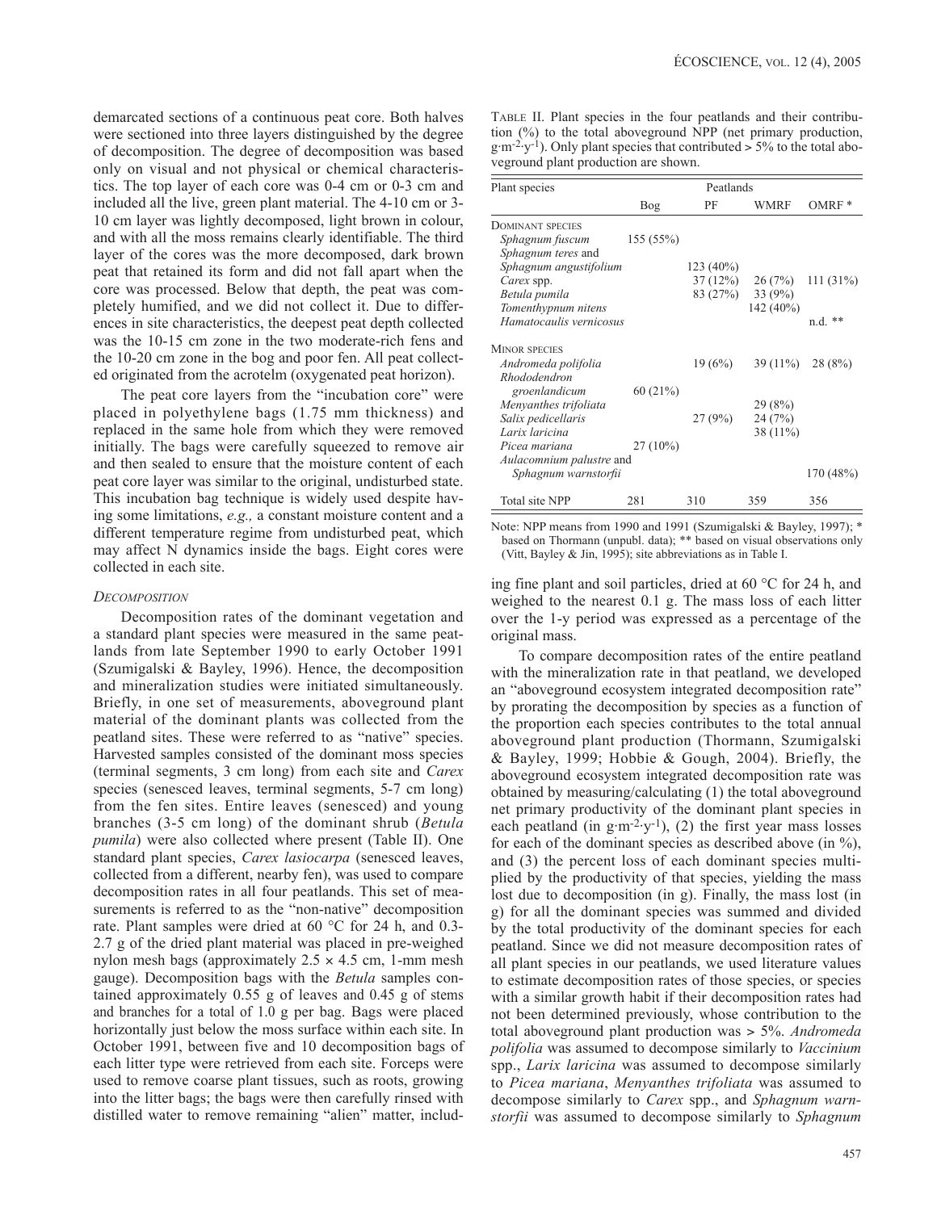demarcated sections of a continuous peat core. Both halves were sectioned into three layers distinguished by the degree of decomposition. The degree of decomposition was based only on visual and not physical or chemical characteristics. The top layer of each core was 0-4 cm or 0-3 cm and included all the live, green plant material. The 4-10 cm or 3-10 cm layer was lightly decomposed, light brown in colour, and with all the moss remains clearly identifiable. The third layer of the cores was the more decomposed, dark brown peat that retained its form and did not fall apart when the core was processed. Below that depth, the peat was completely humified, and we did not collect it. Due to differences in site characteristics, the deepest peat depth collected was the 10-15 cm zone in the two moderate-rich fens and the 10-20 cm zone in the bog and poor fen. All peat collected originated from the acrotelm (oxygenated peat horizon).

The peat core layers from the "incubation core" were placed in polyethylene bags (1.75 mm thickness) and replaced in the same hole from which they were removed initially. The bags were carefully squeezed to remove air and then sealed to ensure that the moisture content of each peat core layer was similar to the original, undisturbed state. This incubation bag technique is widely used despite having some limitations, *e.g.,* a constant moisture content and a different temperature regime from undisturbed peat, which may affect N dynamics inside the bags. Eight cores were collected in each site.

### *Decomposition*

Decomposition rates of the dominant vegetation and a standard plant species were measured in the same peatlands from late September 1990 to early October 1991 (Szumigalski & Bayley, 1996). Hence, the decomposition and mineralization studies were initiated simultaneously. Briefly, in one set of measurements, aboveground plant material of the dominant plants was collected from the peatland sites. These were referred to as "native" species. Harvested samples consisted of the dominant moss species (terminal segments, 3 cm long) from each site and *Carex* species (senesced leaves, terminal segments, 5-7 cm long) from the fen sites. Entire leaves (senesced) and young branches (3-5 cm long) of the dominant shrub (*Betula pumila*) were also collected where present (Table II). One standard plant species, *Carex lasiocarpa* (senesced leaves, collected from a different, nearby fen), was used to compare decomposition rates in all four peatlands. This set of measurements is referred to as the "non-native" decomposition rate. Plant samples were dried at 60 °C for 24 h, and 0.3-2.7 g of the dried plant material was placed in pre-weighed nylon mesh bags (approximately 2.5 × 4.5 cm, 1-mm mesh gauge). Decomposition bags with the *Betula* samples contained approximately 0.55 g of leaves and 0.45 g of stems and branches for a total of 1.0 g per bag. Bags were placed horizontally just below the moss surface within each site. In October 1991, between five and 10 decomposition bags of each litter type were retrieved from each site. Forceps were used to remove coarse plant tissues, such as roots, growing into the litter bags; the bags were then carefully rinsed with distilled water to remove remaining "alien" matter, including fine plant and soil particles, dried at 60 °C for 24 h, and weighed to the nearest 0.1 g. The mass loss of each litter over the 1-y period was expressed as a percentage of the original mass.

Table II. Plant species in the four peatlands and their contribution (%) to the total aboveground NPP (net primary production, $g \cdot m^{-2} \cdot y^{-1}$). Only plant species that contributed > 5% to the total aboveground plant production are shown.

| Plant species | Peatlands | | | |
|---|---|---|---|---|
| | Bog | PF | WMRF | OMRF * |
| **Dominant species** | | | | |
| *Sphagnum fuscum* | 155 (55%) | | | |
| *Sphagnum teres* and *Sphagnum angustifolium* | | 123 (40%) | | |
| *Carex* spp. | | 37 (12%) | 26 (7%) | 111 (31%) |
| *Betula pumila* | | 83 (27%) | 33 (9%) | |
| *Tomenthypnum nitens* | | | 142 (40%) | |
| *Hamatocaulis vernicosus* | | | | n.d. ** |
| **Minor species** | | | | |
| *Andromeda polifolia* | | 19 (6%) | 39 (11%) | 28 (8%) |
| *Rhododendron groenlandicum* | 60 (21%) | | | |
| *Menyanthes trifoliata* | | | 29 (8%) | |
| *Salix pedicellaris* | | 27 (9%) | 24 (7%) | |
| *Larix laricina* | | | 38 (11%) | |
| *Picea mariana* | 27 (10%) | | | |
| *Aulacomnium palustre* and *Sphagnum warnstorfii* | | | | 170 (48%) |
| Total site NPP | 281 | 310 | 359 | 356 |

Note: NPP means from 1990 and 1991 (Szumigalski & Bayley, 1997); * based on Thormann (unpubl. data); ** based on visual observations only (Vitt, Bayley & Jin, 1995); site abbreviations as in Table I.

To compare decomposition rates of the entire peatland with the mineralization rate in that peatland, we developed an "aboveground ecosystem integrated decomposition rate" by prorating the decomposition by species as a function of the proportion each species contributes to the total annual aboveground plant production (Thormann, Szumigalski & Bayley, 1999; Hobbie & Gough, 2004). Briefly, the aboveground ecosystem integrated decomposition rate was obtained by measuring/calculating (1) the total aboveground net primary productivity of the dominant plant species in each peatland (in $g \cdot m^{-2} \cdot y^{-1}$), (2) the first year mass losses for each of the dominant species as described above (in %), and (3) the percent loss of each dominant species multiplied by the productivity of that species, yielding the mass lost due to decomposition (in g). Finally, the mass lost (in g) for all the dominant species was summed and divided by the total productivity of the dominant species for each peatland. Since we did not measure decomposition rates of all plant species in our peatlands, we used literature values to estimate decomposition rates of those species, or species with a similar growth habit if their decomposition rates had not been determined previously, whose contribution to the total aboveground plant production was > 5%. *Andromeda polifolia* was assumed to decompose similarly to *Vaccinium* spp., *Larix laricina* was assumed to decompose similarly to *Picea mariana*, *Menyanthes trifoliata* was assumed to decompose similarly to *Carex* spp., and *Sphagnum warnstorfii* was assumed to decompose similarly to *Sphagnum*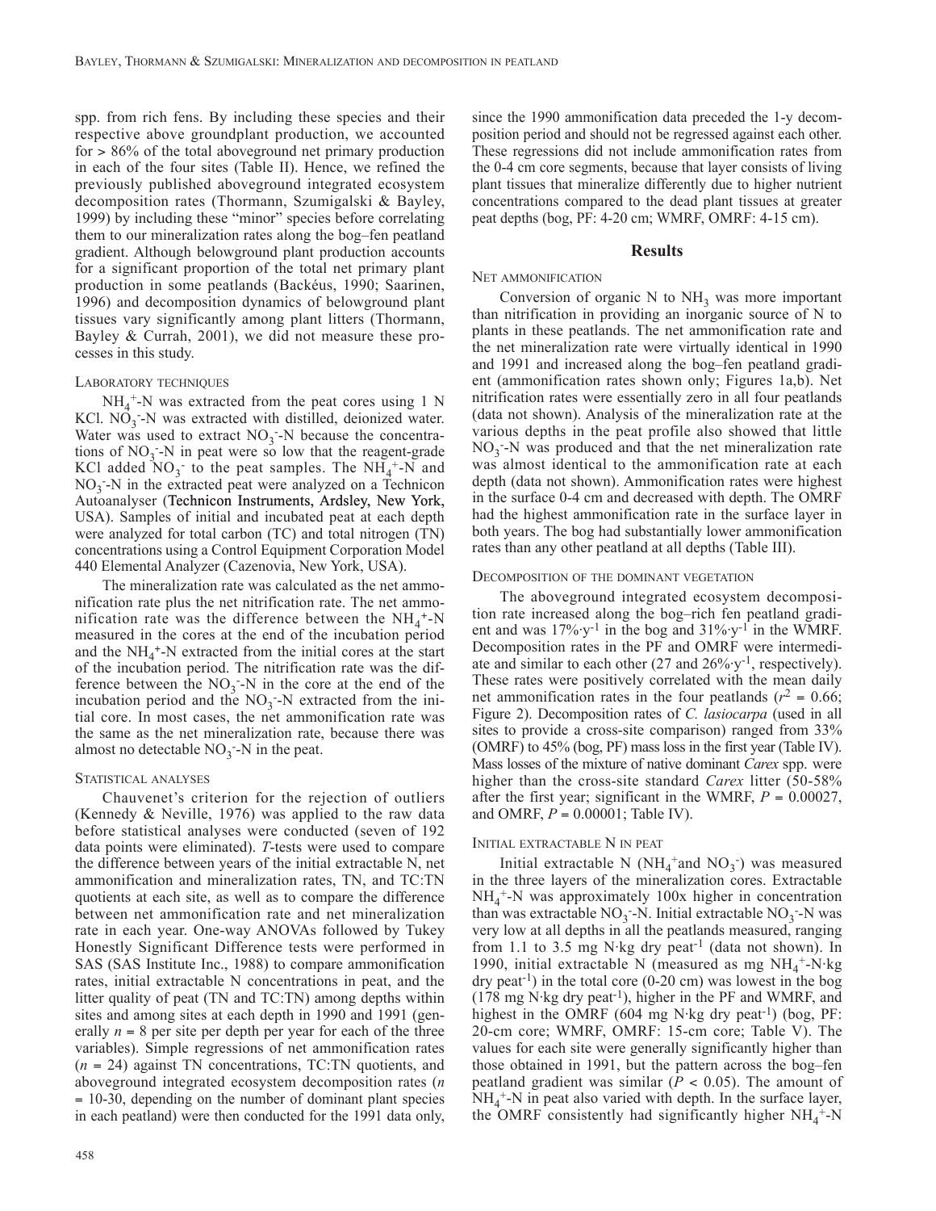spp. from rich fens. By including these species and their respective above groundplant production, we accounted for > 86% of the total aboveground net primary production in each of the four sites (Table II). Hence, we refined the previously published aboveground integrated ecosystem decomposition rates (Thormann, Szumigalski & Bayley, 1999) by including these "minor" species before correlating them to our mineralization rates along the bog–fen peatland gradient. Although belowground plant production accounts for a significant proportion of the total net primary plant production in some peatlands (Backéus, 1990; Saarinen, 1996) and decomposition dynamics of belowground plant tissues vary significantly among plant litters (Thormann, Bayley & Currah, 2001), we did not measure these processes in this study.

### Laboratory techniques

$NH_4^+$-N was extracted from the peat cores using 1 N KCl. $NO_3^-$-N was extracted with distilled, deionized water. Water was used to extract $NO_3^-$-N because the concentrations of $NO_3^-$-N in peat were so low that the reagent-grade KCl added $NO_3^-$ to the peat samples. The $NH_4^+$-N and $NO_3^-$-N in the extracted peat were analyzed on a Technicon Autoanalyser (Technicon Instruments, Ardsley, New York, USA). Samples of initial and incubated peat at each depth were analyzed for total carbon (TC) and total nitrogen (TN) concentrations using a Control Equipment Corporation Model 440 Elemental Analyzer (Cazenovia, New York, USA).

The mineralization rate was calculated as the net ammonification rate plus the net nitrification rate. The net ammonification rate was the difference between the $NH_4^+$-N measured in the cores at the end of the incubation period and the $NH_4^+$-N extracted from the initial cores at the start of the incubation period. The nitrification rate was the difference between the $NO_3^-$-N in the core at the end of the incubation period and the $NO_3^-$-N extracted from the initial core. In most cases, the net ammonification rate was the same as the net mineralization rate, because there was almost no detectable $NO_3^-$-N in the peat.

### Statistical analyses

Chauvenet's criterion for the rejection of outliers (Kennedy & Neville, 1976) was applied to the raw data before statistical analyses were conducted (seven of 192 data points were eliminated). *T*-tests were used to compare the difference between years of the initial extractable N, net ammonification and mineralization rates, TN, and TC:TN quotients at each site, as well as to compare the difference between net ammonification rate and net mineralization rate in each year. One-way ANOVAs followed by Tukey Honestly Significant Difference tests were performed in SAS (SAS Institute Inc., 1988) to compare ammonification rates, initial extractable N concentrations in peat, and the litter quality of peat (TN and TC:TN) among depths within sites and among sites at each depth in 1990 and 1991 (generally $n = 8$ per site per depth per year for each of the three variables). Simple regressions of net ammonification rates ($n = 24$) against TN concentrations, TC:TN quotients, and aboveground integrated ecosystem decomposition rates ($n = 10$-$30$, depending on the number of dominant plant species in each peatland) were then conducted for the 1991 data only, since the 1990 ammonification data preceded the 1-y decomposition period and should not be regressed against each other. These regressions did not include ammonification rates from the 0-4 cm core segments, because that layer consists of living plant tissues that mineralize differently due to higher nutrient concentrations compared to the dead plant tissues at greater peat depths (bog, PF: 4-20 cm; WMRF, OMRF: 4-15 cm).

## Results

### Net ammonification

Conversion of organic N to $NH_3$ was more important than nitrification in providing an inorganic source of N to plants in these peatlands. The net ammonification rate and the net mineralization rate were virtually identical in 1990 and 1991 and increased along the bog–fen peatland gradient (ammonification rates shown only; Figures 1a,b). Net nitrification rates were essentially zero in all four peatlands (data not shown). Analysis of the mineralization rate at the various depths in the peat profile also showed that little $NO_3^-$-N was produced and that the net mineralization rate was almost identical to the ammonification rate at each depth (data not shown). Ammonification rates were highest in the surface 0-4 cm and decreased with depth. The OMRF had the highest ammonification rate in the surface layer in both years. The bog had substantially lower ammonification rates than any other peatland at all depths (Table III).

### Decomposition of the dominant vegetation

The aboveground integrated ecosystem decomposition rate increased along the bog–rich fen peatland gradient and was $17\%\cdot y^{-1}$ in the bog and $31\%\cdot y^{-1}$ in the WMRF. Decomposition rates in the PF and OMRF were intermediate and similar to each other (27 and $26\%\cdot y^{-1}$, respectively). These rates were positively correlated with the mean daily net ammonification rates in the four peatlands ($r^2 = 0.66$; Figure 2). Decomposition rates of *C. lasiocarpa* (used in all sites to provide a cross-site comparison) ranged from 33% (OMRF) to 45% (bog, PF) mass loss in the first year (Table IV). Mass losses of the mixture of native dominant *Carex* spp. were higher than the cross-site standard *Carex* litter (50-58% after the first year; significant in the WMRF, $P = 0.00027$, and OMRF, $P = 0.00001$; Table IV).

### Initial extractable N in peat

Initial extractable N ($NH_4^+$ and $NO_3^-$) was measured in the three layers of the mineralization cores. Extractable $NH_4^+$-N was approximately 100x higher in concentration than was extractable $NO_3^-$-N. Initial extractable $NO_3^-$-N was very low at all depths in all the peatlands measured, ranging from 1.1 to 3.5 mg N·kg dry peat$^{-1}$ (data not shown). In 1990, initial extractable N (measured as mg $NH_4^+$-N·kg dry peat$^{-1}$) in the total core (0-20 cm) was lowest in the bog (178 mg N·kg dry peat$^{-1}$), higher in the PF and WMRF, and highest in the OMRF (604 mg N·kg dry peat$^{-1}$) (bog, PF: 20-cm core; WMRF, OMRF: 15-cm core; Table V). The values for each site were generally significantly higher than those obtained in 1991, but the pattern across the bog–fen peatland gradient was similar ($P < 0.05$). The amount of $NH_4^+$-N in peat also varied with depth. In the surface layer, the OMRF consistently had significantly higher $NH_4^+$-N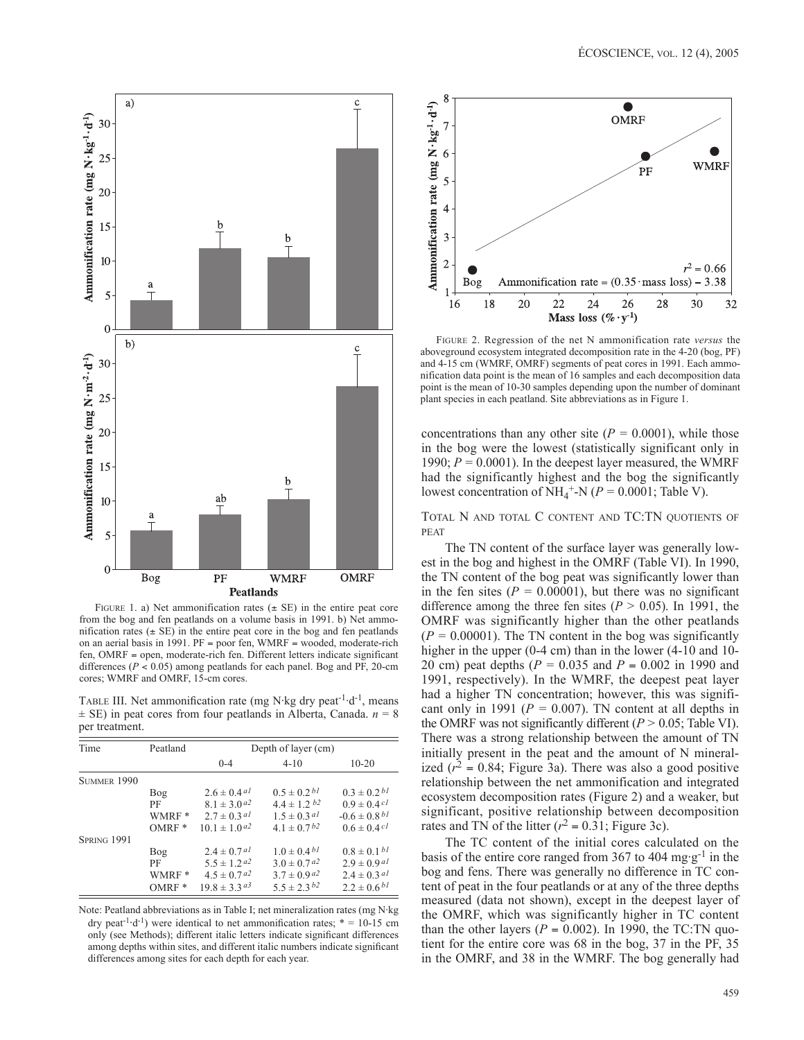FIGURE 1. a) Net ammonification rates (± SE) in the entire peat core from the bog and fen peatlands on a volume basis in 1991. b) Net ammonification rates (± SE) in the entire peat core in the bog and fen peatlands on an aerial basis in 1991. PF = poor fen, WMRF = wooded, moderate-rich fen, OMRF = open, moderate-rich fen. Different letters indicate significant differences ($P < 0.05$) among peatlands for each panel. Bog and PF, 20-cm cores; WMRF and OMRF, 15-cm cores.

TABLE III. Net ammonification rate (mg N·kg dry peat$^{-1}$·d$^{-1}$, means ± SE) in peat cores from four peatlands in Alberta, Canada. $n$ = 8 per treatment.

| Time | Peatland | Depth of layer (cm) | | |
|---|---|---|---|---|
| | | 0-4 | 4-10 | 10-20 |
| SUMMER 1990 | | | | |
| | Bog | 2.6 ± 0.4 *a1* | 0.5 ± 0.2 *b1* | 0.3 ± 0.2 *b1* |
| | PF | 8.1 ± 3.0 *a2* | 4.4 ± 1.2 *b2* | 0.9 ± 0.4 *c1* |
| | WMRF * | 2.7 ± 0.3 *a1* | 1.5 ± 0.3 *a1* | -0.6 ± 0.8 *b1* |
| | OMRF * | 10.1 ± 1.0 *a2* | 4.1 ± 0.7 *b2* | 0.6 ± 0.4 *c1* |
| SPRING 1991 | | | | |
| | Bog | 2.4 ± 0.7 *a1* | 1.0 ± 0.4 *b1* | 0.8 ± 0.1 *b1* |
| | PF | 5.5 ± 1.2 *a2* | 3.0 ± 0.7 *a2* | 2.9 ± 0.9 *a1* |
| | WMRF * | 4.5 ± 0.7 *a2* | 3.7 ± 0.9 *a2* | 2.4 ± 0.3 *a1* |
| | OMRF * | 19.8 ± 3.3 *a3* | 5.5 ± 2.3 *b2* | 2.2 ± 0.6 *b1* |

Note: Peatland abbreviations as in Table I; net mineralization rates (mg N·kg dry peat$^{-1}$·d$^{-1}$) were identical to net ammonification rates; * = 10-15 cm only (see Methods); different italic letters indicate significant differences among depths within sites, and different italic numbers indicate significant differences among sites for each depth for each year.

FIGURE 2. Regression of the net N ammonification rate *versus* the aboveground ecosystem integrated decomposition rate in the 4-20 (bog, PF) and 4-15 cm (WMRF, OMRF) segments of peat cores in 1991. Each ammonification data point is the mean of 16 samples and each decomposition data point is the mean of 10-30 samples depending upon the number of dominant plant species in each peatland. Site abbreviations as in Figure 1.

concentrations than any other site ($P = 0.0001$), while those in the bog were the lowest (statistically significant only in 1990; $P = 0.0001$). In the deepest layer measured, the WMRF had the significantly highest and the bog the significantly lowest concentration of $NH_4^+$-N ($P = 0.0001$; Table V).

### TOTAL N AND TOTAL C CONTENT AND TC:TN QUOTIENTS OF PEAT

The TN content of the surface layer was generally lowest in the bog and highest in the OMRF (Table VI). In 1990, the TN content of the bog peat was significantly lower than in the fen sites ($P = 0.00001$), but there was no significant difference among the three fen sites ($P > 0.05$). In 1991, the OMRF was significantly higher than the other peatlands ($P = 0.00001$). The TN content in the bog was significantly higher in the upper (0-4 cm) than in the lower (4-10 and 10-20 cm) peat depths ($P = 0.035$ and $P = 0.002$ in 1990 and 1991, respectively). In the WMRF, the deepest peat layer had a higher TN concentration; however, this was significant only in 1991 ($P = 0.007$). TN content at all depths in the OMRF was not significantly different ($P > 0.05$; Table VI). There was a strong relationship between the amount of TN initially present in the peat and the amount of N mineralized ($r^2 = 0.84$; Figure 3a). There was also a good positive relationship between the net ammonification and integrated ecosystem decomposition rates (Figure 2) and a weaker, but significant, positive relationship between decomposition rates and TN of the litter ($r^2 = 0.31$; Figure 3c).

The TC content of the initial cores calculated on the basis of the entire core ranged from 367 to 404 mg·g$^{-1}$ in the bog and fens. There was generally no difference in TC content of peat in the four peatlands or at any of the three depths measured (data not shown), except in the deepest layer of the OMRF, which was significantly higher in TC content than the other layers ($P = 0.002$). In 1990, the TC:TN quotient for the entire core was 68 in the bog, 37 in the PF, 35 in the OMRF, and 38 in the WMRF. The bog generally had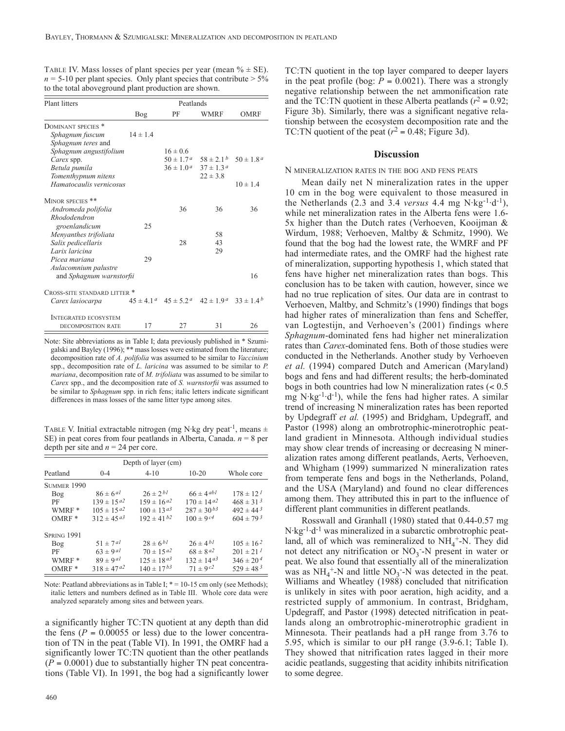TABLE IV. Mass losses of plant species per year (mean % ± SE). $n$ = 5-10 per plant species. Only plant species that contribute > 5% to the total aboveground plant production are shown.

| Plant litters | Peatlands | | | |
|---|---|---|---|---|
| | Bog | PF | WMRF | OMRF |
| DOMINANT SPECIES * | | | | |
| *Sphagnum fuscum* | 14 ± 1.4 | | | |
| *Sphagnum teres* and *Sphagnum angustifolium* | | 16 ± 0.6 | | |
| *Carex* spp. | | 50 ± 1.7 [a] | 58 ± 2.1 [b] | 50 ± 1.8 [a] |
| *Betula pumila* | | 36 ± 1.0 [a] | 37 ± 1.3 [a] | |
| *Tomenthypnum nitens* | | | 22 ± 3.8 | |
| *Hamatocaulis vernicosus* | | | | 10 ± 1.4 |
| MINOR SPECIES ** | | | | |
| *Andromeda polifolia* | | 36 | 36 | 36 |
| *Rhododendron groenlandicum* | 25 | | | |
| *Menyanthes trifoliata* | | | 58 | |
| *Salix pedicellaris* | | 28 | 43 | |
| *Larix laricina* | | | 29 | |
| *Picea mariana* | 29 | | | |
| *Aulacomnium palustre* and *Sphagnum warnstorfii* | | | | 16 |
| CROSS-SITE STANDARD LITTER * | | | | |
| *Carex lasiocarpa* | 45 ± 4.1 [a] | 45 ± 5.2 [a] | 42 ± 1.9 [a] | 33 ± 1.4 [b] |
| INTEGRATED ECOSYSTEM DECOMPOSITION RATE | 17 | 27 | 31 | 26 |

Note: Site abbreviations as in Table I; data previously published in * Szumigalski and Bayley (1996); ** mass losses were estimated from the literature; decomposition rate of *A. polifolia* was assumed to be similar to *Vaccinium* spp., decomposition rate of *L. laricina* was assumed to be similar to *P. mariana*, decomposition rate of *M. trifoliata* was assumed to be similar to *Carex* spp., and the decomposition rate of *S. warnstorfii* was assumed to be similar to *Sphagnum* spp. in rich fens; italic letters indicate significant differences in mass losses of the same litter type among sites.

TABLE V. Initial extractable nitrogen (mg N·kg dry peat$^{-1}$, means ± SE) in peat cores from four peatlands in Alberta, Canada. $n$ = 8 per depth per site and $n$ = 24 per core.

| Peatland | Depth of layer (cm) | | | |
|---|---|---|---|---|
| | 0-4 | 4-10 | 10-20 | Whole core |
| SUMMER 1990 | | | | |
| Bog | 86 ± 6 [a1] | 26 ± 2 [b1] | 66 ± 4 [ab1] | 178 ± 12 [1] |
| PF | 139 ± 15 [a2] | 159 ± 16 [a2] | 170 ± 14 [a2] | 468 ± 31 [3] |
| WMRF * | 105 ± 15 [a2] | 100 ± 13 [a3] | 287 ± 30 [b3] | 492 ± 44 [3] |
| OMRF * | 312 ± 45 [a3] | 192 ± 41 [b2] | 100 ± 9 [c4] | 604 ± 79 [3] |
| SPRING 1991 | | | | |
| Bog | 51 ± 7 [a1] | 28 ± 6 [b1] | 26 ± 4 [b1] | 105 ± 16 [2] |
| PF | 63 ± 9 [a1] | 70 ± 15 [a2] | 68 ± 8 [a2] | 201 ± 21 [1] |
| WMRF * | 89 ± 9 [a1] | 125 ± 18 [a3] | 132 ± 14 [a3] | 346 ± 20 [4] |
| OMRF * | 318 ± 47 [a2] | 140 ± 17 [b3] | 71 ± 9 [c2] | 529 ± 48 [3] |

Note: Peatland abbreviations as in Table I; * = 10-15 cm only (see Methods); italic letters and numbers defined as in Table III. Whole core data were analyzed separately among sites and between years.

a significantly higher TC:TN quotient at any depth than did the fens ($P$ = 0.00055 or less) due to the lower concentration of TN in the peat (Table VI). In 1991, the OMRF had a significantly lower TC:TN quotient than the other peatlands ($P$ = 0.0001) due to substantially higher TN peat concentrations (Table VI). In 1991, the bog had a significantly lower TC:TN quotient in the top layer compared to deeper layers in the peat profile (bog: $P$ = 0.0021). There was a strongly negative relationship between the net ammonification rate and the TC:TN quotient in these Alberta peatlands ($r^2$ = 0.92; Figure 3b). Similarly, there was a significant negative relationship between the ecosystem decomposition rate and the TC:TN quotient of the peat ($r^2$ = 0.48; Figure 3d).

## Discussion

### N MINERALIZATION RATES IN THE BOG AND FENS PEATS

Mean daily net N mineralization rates in the upper 10 cm in the bog were equivalent to those measured in the Netherlands (2.3 and 3.4 *versus* 4.4 mg N·kg$^{-1}$·d$^{-1}$), while net mineralization rates in the Alberta fens were 1.6-5x higher than the Dutch rates (Verhoeven, Kooijman & Wirdum, 1988; Verhoeven, Maltby & Schmitz, 1990). We found that the bog had the lowest rate, the WMRF and PF had intermediate rates, and the OMRF had the highest rate of mineralization, supporting hypothesis 1, which stated that fens have higher net mineralization rates than bogs. This conclusion has to be taken with caution, however, since we had no true replication of sites. Our data are in contrast to Verhoeven, Maltby, and Schmitz's (1990) findings that bogs had higher rates of mineralization than fens and Scheffer, van Logtestijn, and Verhoeven's (2001) findings where *Sphagnum*-dominated fens had higher net mineralization rates than *Carex*-dominated fens. Both of those studies were conducted in the Netherlands. Another study by Verhoeven *et al.* (1994) compared Dutch and American (Maryland) bogs and fens and had different results; the herb-dominated bogs in both countries had low N mineralization rates (< 0.5 mg N·kg$^{-1}$·d$^{-1}$), while the fens had higher rates. A similar trend of increasing N mineralization rates has been reported by Updegraff *et al.* (1995) and Bridgham, Updegraff, and Pastor (1998) along an ombrotrophic-minerotrophic peatland gradient in Minnesota. Although individual studies may show clear trends of increasing or decreasing N mineralization rates among different peatlands, Aerts, Verhoeven, and Whigham (1999) summarized N mineralization rates from temperate fens and bogs in the Netherlands, Poland, and the USA (Maryland) and found no clear differences among them. They attributed this in part to the influence of different plant communities in different peatlands.

Rosswall and Granhall (1980) stated that 0.44-0.57 mg N·kg$^{-1}$·d$^{-1}$ was mineralized in a subarctic ombrotrophic peatland, all of which was remineralized to $NH_4^+$-N. They did not detect any nitrification or $NO_3^-$-N present in water or peat. We also found that essentially all of the mineralization was as $NH_4^+$-N and little $NO_3^-$-N was detected in the peat. Williams and Wheatley (1988) concluded that nitrification is unlikely in sites with poor aeration, high acidity, and a restricted supply of ammonium. In contrast, Bridgham, Updegraff, and Pastor (1998) detected nitrification in peatlands along an ombrotrophic-minerotrophic gradient in Minnesota. Their peatlands had a pH range from 3.76 to 5.95, which is similar to our pH range (3.9-6.1; Table I). They showed that nitrification rates lagged in their more acidic peatlands, suggesting that acidity inhibits nitrification to some degree.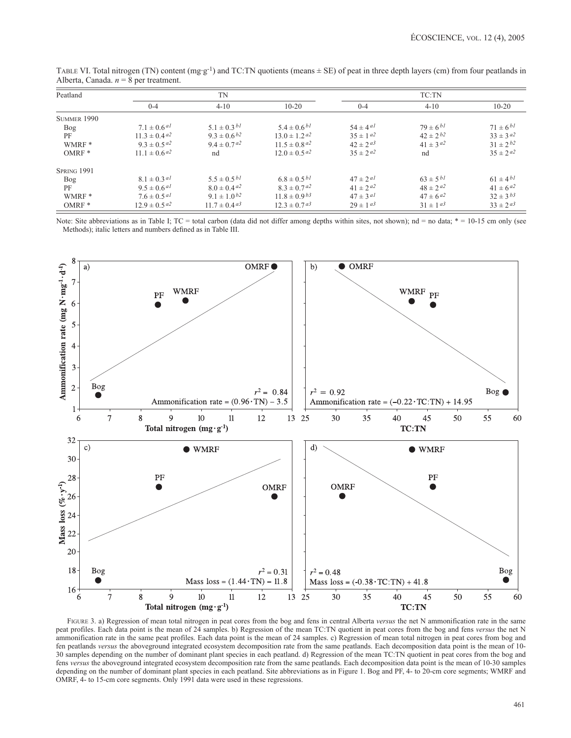TABLE VI. Total nitrogen (TN) content (mg·g$^{-1}$) and TC:TN quotients (means ± SE) of peat in three depth layers (cm) from four peatlands in Alberta, Canada. $n$ = 8 per treatment.

| Peatland | TN | | | TC:TN | | |
|---|---|---|---|---|---|---|
| | 0-4 | 4-10 | 10-20 | 0-4 | 4-10 | 10-20 |
| SUMMER 1990 | | | | | | |
| Bog | 7.1 ± 0.6 $^{a1}$ | 5.1 ± 0.3 $^{b1}$ | 5.4 ± 0.6 $^{b1}$ | 54 ± 4 $^{a1}$ | 79 ± 6 $^{b1}$ | 71 ± 6 $^{b1}$ |
| PF | 11.3 ± 0.4 $^{a2}$ | 9.3 ± 0.6 $^{b2}$ | 13.0 ± 1.2 $^{a2}$ | 35 ± 1 $^{a2}$ | 42 ± 2 $^{b2}$ | 33 ± 3 $^{a2}$ |
| WMRF * | 9.3 ± 0.5 $^{a2}$ | 9.4 ± 0.7 $^{a2}$ | 11.5 ± 0.8 $^{a2}$ | 42 ± 2 $^{a3}$ | 41 ± 3 $^{a2}$ | 31 ± 2 $^{b2}$ |
| OMRF * | 11.1 ± 0.6 $^{a2}$ | nd | 12.0 ± 0.5 $^{a2}$ | 35 ± 2 $^{a2}$ | nd | 35 ± 2 $^{a2}$ |
| SPRING 1991 | | | | | | |
| Bog | 8.1 ± 0.3 $^{a1}$ | 5.5 ± 0.5 $^{b1}$ | 6.8 ± 0.5 $^{b1}$ | 47 ± 2 $^{a1}$ | 63 ± 5 $^{b1}$ | 61 ± 4 $^{b1}$ |
| PF | 9.5 ± 0.6 $^{a1}$ | 8.0 ± 0.4 $^{a2}$ | 8.3 ± 0.7 $^{a2}$ | 41 ± 2 $^{a2}$ | 48 ± 2 $^{a2}$ | 41 ± 6 $^{a2}$ |
| WMRF * | 7.6 ± 0.5 $^{a1}$ | 9.1 ± 1.0 $^{b2}$ | 11.8 ± 0.9 $^{b3}$ | 47 ± 3 $^{a1}$ | 47 ± 6 $^{a2}$ | 32 ± 3 $^{b3}$ |
| OMRF * | 12.9 ± 0.5 $^{a2}$ | 11.7 ± 0.4 $^{a3}$ | 12.3 ± 0.7 $^{a3}$ | 29 ± 1 $^{a3}$ | 31 ± 1 $^{a3}$ | 33 ± 2 $^{a3}$ |

Note: Site abbreviations as in Table I; TC = total carbon (data did not differ among depths within sites, not shown); nd = no data; * = 10-15 cm only (see Methods); italic letters and numbers defined as in Table III.

FIGURE 3. a) Regression of mean total nitrogen in peat cores from the bog and fens in central Alberta *versus* the net N ammonification rate in the same peat profiles. Each data point is the mean of 24 samples. b) Regression of the mean TC:TN quotient in peat cores from the bog and fens *versus* the net N ammonification rate in the same peat profiles. Each data point is the mean of 24 samples. c) Regression of mean total nitrogen in peat cores from bog and fen peatlands *versus* the aboveground integrated ecosystem decomposition rate from the same peatlands. Each decomposition data point is the mean of 10-30 samples depending on the number of dominant plant species in each peatland. d) Regression of the mean TC:TN quotient in peat cores from the bog and fens *versus* the aboveground integrated ecosystem decomposition rate from the same peatlands. Each decomposition data point is the mean of 10-30 samples depending on the number of dominant plant species in each peatland. Site abbreviations as in Figure 1. Bog and PF, 4- to 20-cm core segments; WMRF and OMRF, 4- to 15-cm core segments. Only 1991 data were used in these regressions.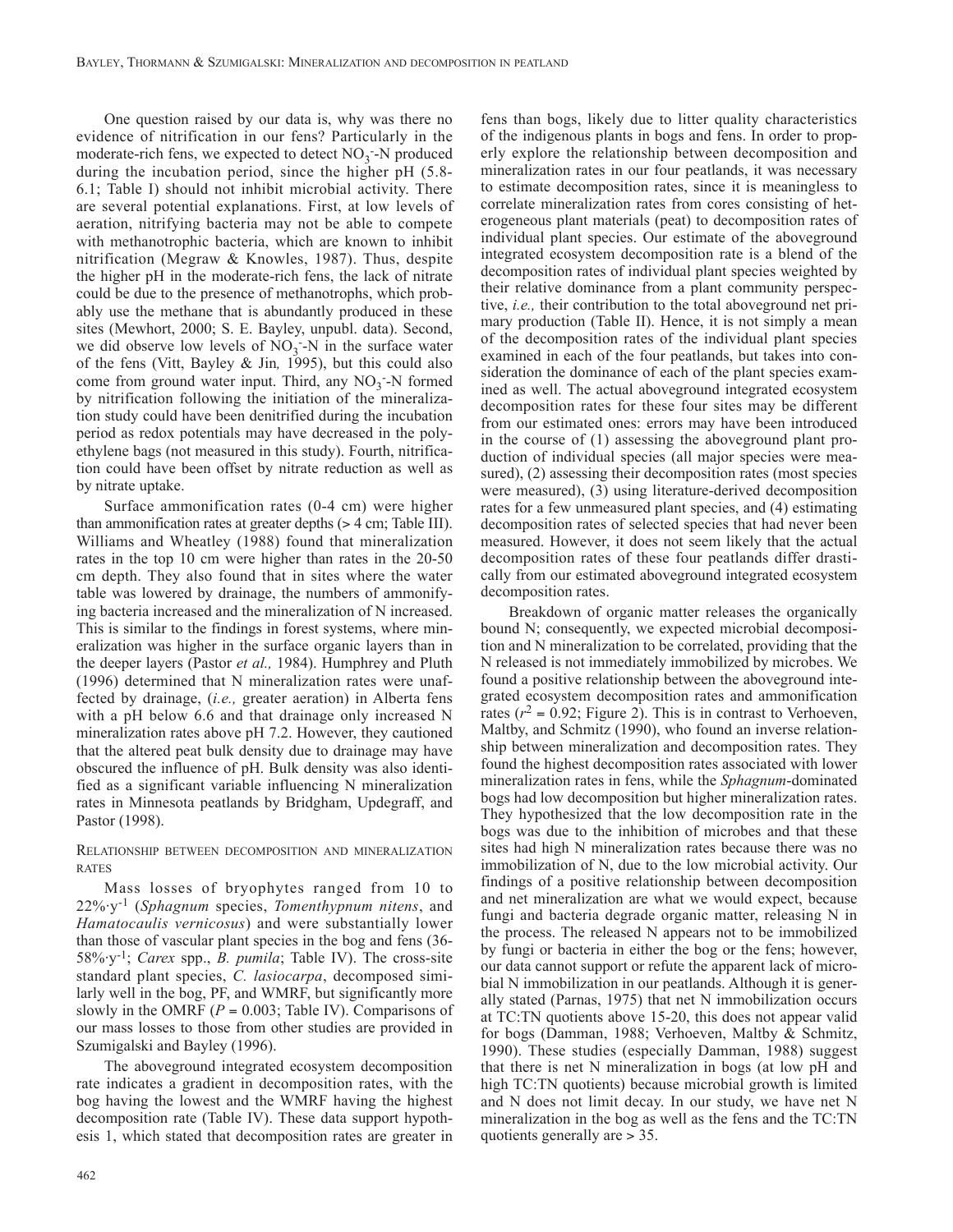One question raised by our data is, why was there no evidence of nitrification in our fens? Particularly in the moderate-rich fens, we expected to detect $NO_3^-$-N produced during the incubation period, since the higher pH (5.8-6.1; Table I) should not inhibit microbial activity. There are several potential explanations. First, at low levels of aeration, nitrifying bacteria may not be able to compete with methanotrophic bacteria, which are known to inhibit nitrification (Megraw & Knowles, 1987). Thus, despite the higher pH in the moderate-rich fens, the lack of nitrate could be due to the presence of methanotrophs, which probably use the methane that is abundantly produced in these sites (Mewhort, 2000; S. E. Bayley, unpubl. data). Second, we did observe low levels of $NO_3^-$-N in the surface water of the fens (Vitt, Bayley & Jin, 1995), but this could also come from ground water input. Third, any $NO_3^-$-N formed by nitrification following the initiation of the mineralization study could have been denitrified during the incubation period as redox potentials may have decreased in the polyethylene bags (not measured in this study). Fourth, nitrification could have been offset by nitrate reduction as well as by nitrate uptake.

Surface ammonification rates (0-4 cm) were higher than ammonification rates at greater depths (> 4 cm; Table III). Williams and Wheatley (1988) found that mineralization rates in the top 10 cm were higher than rates in the 20-50 cm depth. They also found that in sites where the water table was lowered by drainage, the numbers of ammonifying bacteria increased and the mineralization of N increased. This is similar to the findings in forest systems, where mineralization was higher in the surface organic layers than in the deeper layers (Pastor *et al.,* 1984). Humphrey and Pluth (1996) determined that N mineralization rates were unaffected by drainage, (*i.e.,* greater aeration) in Alberta fens with a pH below 6.6 and that drainage only increased N mineralization rates above pH 7.2. However, they cautioned that the altered peat bulk density due to drainage may have obscured the influence of pH. Bulk density was also identified as a significant variable influencing N mineralization rates in Minnesota peatlands by Bridgham, Updegraff, and Pastor (1998).

## Relationship between decomposition and mineralization rates

Mass losses of bryophytes ranged from 10 to 22%·$y^{-1}$ (*Sphagnum* species, *Tomenthypnum nitens*, and *Hamatocaulis vernicosus*) and were substantially lower than those of vascular plant species in the bog and fens (36-58%·$y^{-1}$; *Carex* spp., *B. pumila*; Table IV). The cross-site standard plant species, *C. lasiocarpa*, decomposed similarly well in the bog, PF, and WMRF, but significantly more slowly in the OMRF ($P$ = 0.003; Table IV). Comparisons of our mass losses to those from other studies are provided in Szumigalski and Bayley (1996).

The aboveground integrated ecosystem decomposition rate indicates a gradient in decomposition rates, with the bog having the lowest and the WMRF having the highest decomposition rate (Table IV). These data support hypothesis 1, which stated that decomposition rates are greater in fens than bogs, likely due to litter quality characteristics of the indigenous plants in bogs and fens. In order to properly explore the relationship between decomposition and mineralization rates in our four peatlands, it was necessary to estimate decomposition rates, since it is meaningless to correlate mineralization rates from cores consisting of heterogeneous plant materials (peat) to decomposition rates of individual plant species. Our estimate of the aboveground integrated ecosystem decomposition rate is a blend of the decomposition rates of individual plant species weighted by their relative dominance from a plant community perspective, *i.e.,* their contribution to the total aboveground net primary production (Table II). Hence, it is not simply a mean of the decomposition rates of the individual plant species examined in each of the four peatlands, but takes into consideration the dominance of each of the plant species examined as well. The actual aboveground integrated ecosystem decomposition rates for these four sites may be different from our estimated ones: errors may have been introduced in the course of (1) assessing the aboveground plant production of individual species (all major species were measured), (2) assessing their decomposition rates (most species were measured), (3) using literature-derived decomposition rates for a few unmeasured plant species, and (4) estimating decomposition rates of selected species that had never been measured. However, it does not seem likely that the actual decomposition rates of these four peatlands differ drastically from our estimated aboveground integrated ecosystem decomposition rates.

Breakdown of organic matter releases the organically bound N; consequently, we expected microbial decomposition and N mineralization to be correlated, providing that the N released is not immediately immobilized by microbes. We found a positive relationship between the aboveground integrated ecosystem decomposition rates and ammonification rates ($r^2$ = 0.92; Figure 2). This is in contrast to Verhoeven, Maltby, and Schmitz (1990), who found an inverse relationship between mineralization and decomposition rates. They found the highest decomposition rates associated with lower mineralization rates in fens, while the *Sphagnum*-dominated bogs had low decomposition but higher mineralization rates. They hypothesized that the low decomposition rate in the bogs was due to the inhibition of microbes and that these sites had high N mineralization rates because there was no immobilization of N, due to the low microbial activity. Our findings of a positive relationship between decomposition and net mineralization are what we would expect, because fungi and bacteria degrade organic matter, releasing N in the process. The released N appears not to be immobilized by fungi or bacteria in either the bog or the fens; however, our data cannot support or refute the apparent lack of microbial N immobilization in our peatlands. Although it is generally stated (Parnas, 1975) that net N immobilization occurs at TC:TN quotients above 15-20, this does not appear valid for bogs (Damman, 1988; Verhoeven, Maltby & Schmitz, 1990). These studies (especially Damman, 1988) suggest that there is net N mineralization in bogs (at low pH and high TC:TN quotients) because microbial growth is limited and N does not limit decay. In our study, we have net N mineralization in the bog as well as the fens and the TC:TN quotients generally are > 35.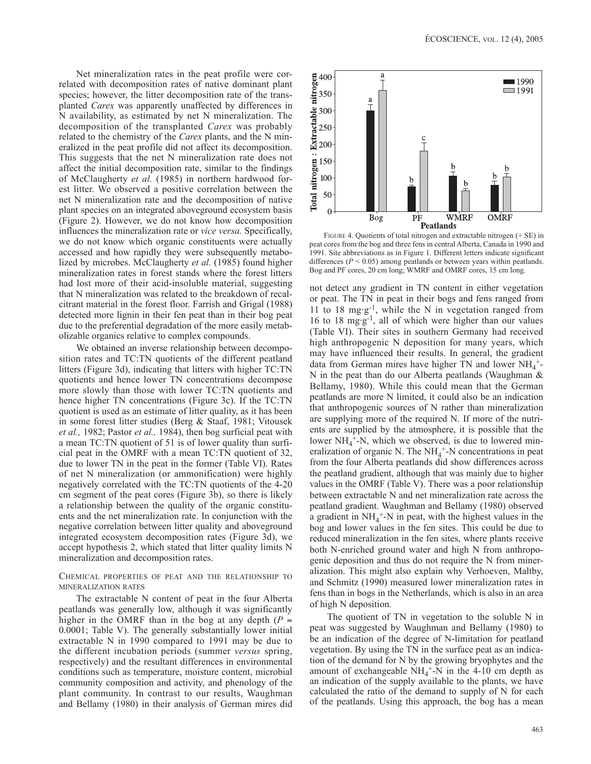Net mineralization rates in the peat profile were correlated with decomposition rates of native dominant plant species; however, the litter decomposition rate of the transplanted *Carex* was apparently unaffected by differences in N availability, as estimated by net N mineralization. The decomposition of the transplanted *Carex* was probably related to the chemistry of the *Carex* plants, and the N mineralized in the peat profile did not affect its decomposition. This suggests that the net N mineralization rate does not affect the initial decomposition rate, similar to the findings of McClaugherty *et al.* (1985) in northern hardwood forest litter. We observed a positive correlation between the net N mineralization rate and the decomposition of native plant species on an integrated aboveground ecosystem basis (Figure 2). However, we do not know how decomposition influences the mineralization rate or *vice versa.* Specifically, we do not know which organic constituents were actually accessed and how rapidly they were subsequently metabolized by microbes. McClaugherty *et al.* (1985) found higher mineralization rates in forest stands where the forest litters had lost more of their acid-insoluble material, suggesting that N mineralization was related to the breakdown of recalcitrant material in the forest floor. Farrish and Grigal (1988) detected more lignin in their fen peat than in their bog peat due to the preferential degradation of the more easily metabolizable organics relative to complex compounds.

We obtained an inverse relationship between decomposition rates and TC:TN quotients of the different peatland litters (Figure 3d), indicating that litters with higher TC:TN quotients and hence lower TN concentrations decompose more slowly than those with lower TC:TN quotients and hence higher TN concentrations (Figure 3c). If the TC:TN quotient is used as an estimate of litter quality, as it has been in some forest litter studies (Berg & Staaf, 1981; Vitousek *et al.,* 1982; Pastor *et al.,* 1984), then bog surficial peat with a mean TC:TN quotient of 51 is of lower quality than surficial peat in the OMRF with a mean TC:TN quotient of 32, due to lower TN in the peat in the former (Table VI). Rates of net N mineralization (or ammonification) were highly negatively correlated with the TC:TN quotients of the 4-20 cm segment of the peat cores (Figure 3b), so there is likely a relationship between the quality of the organic constituents and the net mineralization rate. In conjunction with the negative correlation between litter quality and aboveground integrated ecosystem decomposition rates (Figure 3d), we accept hypothesis 2, which stated that litter quality limits N mineralization and decomposition rates.

### Chemical properties of peat and the relationship to mineralization rates

The extractable N content of peat in the four Alberta peatlands was generally low, although it was significantly higher in the OMRF than in the bog at any depth ($P$ = 0.0001; Table V). The generally substantially lower initial extractable N in 1990 compared to 1991 may be due to the different incubation periods (summer *versus* spring, respectively) and the resultant differences in environmental conditions such as temperature, moisture content, microbial community composition and activity, and phenology of the plant community. In contrast to our results, Waughman and Bellamy (1980) in their analysis of German mires did not detect any gradient in TN content in either vegetation or peat. The TN in peat in their bogs and fens ranged from 11 to 18 mg·g$^{-1}$, while the N in vegetation ranged from 16 to 18 mg·g$^{-1}$, all of which were higher than our values (Table VI). Their sites in southern Germany had received high anthropogenic N deposition for many years, which may have influenced their results. In general, the gradient data from German mires have higher TN and lower $NH_4^+$-N in the peat than do our Alberta peatlands (Waughman & Bellamy, 1980). While this could mean that the German peatlands are more N limited, it could also be an indication that anthropogenic sources of N rather than mineralization are supplying more of the required N. If more of the nutrients are supplied by the atmosphere, it is possible that the lower $NH_4^+$-N, which we observed, is due to lowered mineralization of organic N. The $NH_4^+$-N concentrations in peat from the four Alberta peatlands did show differences across the peatland gradient, although that was mainly due to higher values in the OMRF (Table V). There was a poor relationship between extractable N and net mineralization rate across the peatland gradient. Waughman and Bellamy (1980) observed a gradient in $NH_4^+$-N in peat, with the highest values in the bog and lower values in the fen sites. This could be due to reduced mineralization in the fen sites, where plants receive both N-enriched ground water and high N from anthropogenic deposition and thus do not require the N from mineralization. This might also explain why Verhoeven, Maltby, and Schmitz (1990) measured lower mineralization rates in fens than in bogs in the Netherlands, which is also in an area of high N deposition.

The quotient of TN in vegetation to the soluble N in peat was suggested by Waughman and Bellamy (1980) to be an indication of the degree of N-limitation for peatland vegetation. By using the TN in the surface peat as an indication of the demand for N by the growing bryophytes and the amount of exchangeable $NH_4^+$-N in the 4-10 cm depth as an indication of the supply available to the plants, we have calculated the ratio of the demand to supply of N for each of the peatlands. Using this approach, the bog has a mean

FIGURE 4. Quotients of total nitrogen and extractable nitrogen (+ SE) in peat cores from the bog and three fens in central Alberta, Canada in 1990 and 1991. Site abbreviations as in Figure 1. Different letters indicate significant differences ($P$ < 0.05) among peatlands or between years within peatlands. Bog and PF cores, 20 cm long; WMRF and OMRF cores, 15 cm long.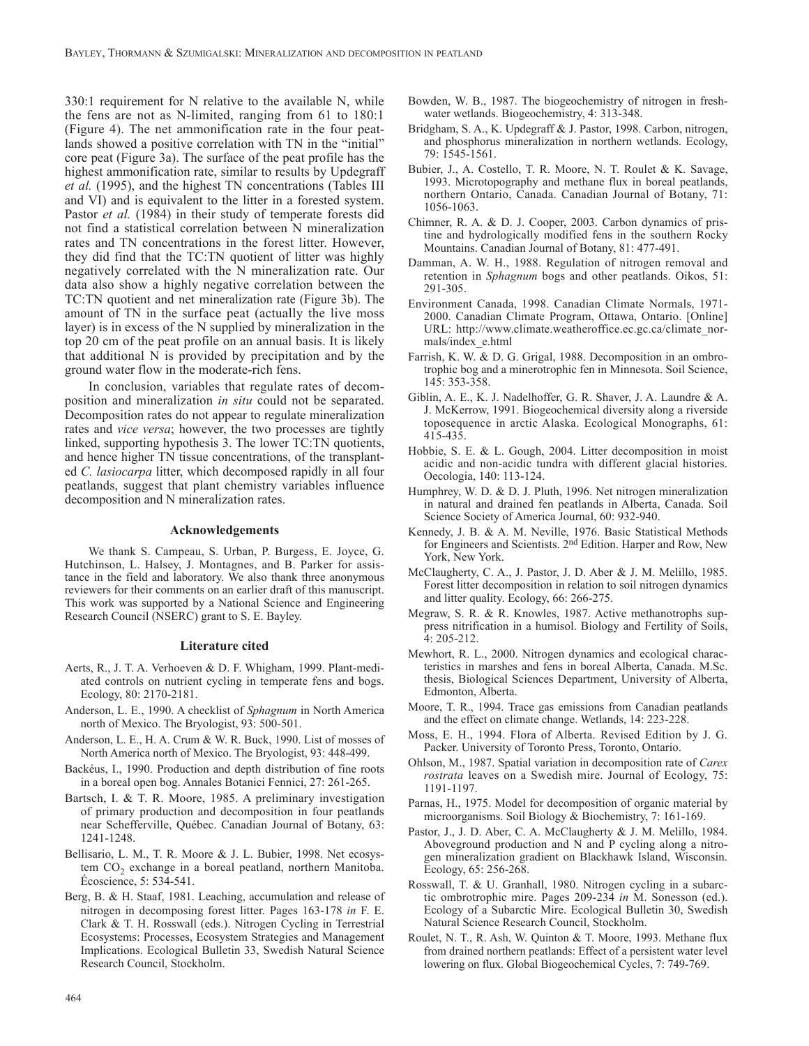330:1 requirement for N relative to the available N, while the fens are not as N-limited, ranging from 61 to 180:1 (Figure 4). The net ammonification rate in the four peatlands showed a positive correlation with TN in the "initial" core peat (Figure 3a). The surface of the peat profile has the highest ammonification rate, similar to results by Updegraff *et al.* (1995), and the highest TN concentrations (Tables III and VI) and is equivalent to the litter in a forested system. Pastor *et al.* (1984) in their study of temperate forests did not find a statistical correlation between N mineralization rates and TN concentrations in the forest litter. However, they did find that the TC:TN quotient of litter was highly negatively correlated with the N mineralization rate. Our data also show a highly negative correlation between the TC:TN quotient and net mineralization rate (Figure 3b). The amount of TN in the surface peat (actually the live moss layer) is in excess of the N supplied by mineralization in the top 20 cm of the peat profile on an annual basis. It is likely that additional N is provided by precipitation and by the ground water flow in the moderate-rich fens.

In conclusion, variables that regulate rates of decomposition and mineralization *in situ* could not be separated. Decomposition rates do not appear to regulate mineralization rates and *vice versa*; however, the two processes are tightly linked, supporting hypothesis 3. The lower TC:TN quotients, and hence higher TN tissue concentrations, of the transplanted *C. lasiocarpa* litter, which decomposed rapidly in all four peatlands, suggest that plant chemistry variables influence decomposition and N mineralization rates.

## Acknowledgements

We thank S. Campeau, S. Urban, P. Burgess, E. Joyce, G. Hutchinson, L. Halsey, J. Montagnes, and B. Parker for assistance in the field and laboratory. We also thank three anonymous reviewers for their comments on an earlier draft of this manuscript. This work was supported by a National Science and Engineering Research Council (NSERC) grant to S. E. Bayley.

## Literature cited

Aerts, R., J. T. A. Verhoeven & D. F. Whigham, 1999. Plant-mediated controls on nutrient cycling in temperate fens and bogs. Ecology, 80: 2170-2181.

Anderson, L. E., 1990. A checklist of *Sphagnum* in North America north of Mexico. The Bryologist, 93: 500-501.

Anderson, L. E., H. A. Crum & W. R. Buck, 1990. List of mosses of North America north of Mexico. The Bryologist, 93: 448-499.

Backéus, I., 1990. Production and depth distribution of fine roots in a boreal open bog. Annales Botanici Fennici, 27: 261-265.

Bartsch, I. & T. R. Moore, 1985. A preliminary investigation of primary production and decomposition in four peatlands near Schefferville, Québec. Canadian Journal of Botany, 63: 1241-1248.

Bellisario, L. M., T. R. Moore & J. L. Bubier, 1998. Net ecosystem $CO_2$ exchange in a boreal peatland, northern Manitoba. Écoscience, 5: 534-541.

Berg, B. & H. Staaf, 1981. Leaching, accumulation and release of nitrogen in decomposing forest litter. Pages 163-178 *in* F. E. Clark & T. H. Rosswall (eds.). Nitrogen Cycling in Terrestrial Ecosystems: Processes, Ecosystem Strategies and Management Implications. Ecological Bulletin 33, Swedish Natural Science Research Council, Stockholm.

Bowden, W. B., 1987. The biogeochemistry of nitrogen in freshwater wetlands. Biogeochemistry, 4: 313-348.

Bridgham, S. A., K. Updegraff & J. Pastor, 1998. Carbon, nitrogen, and phosphorus mineralization in northern wetlands. Ecology, 79: 1545-1561.

Bubier, J., A. Costello, T. R. Moore, N. T. Roulet & K. Savage, 1993. Microtopography and methane flux in boreal peatlands, northern Ontario, Canada. Canadian Journal of Botany, 71: 1056-1063.

Chimner, R. A. & D. J. Cooper, 2003. Carbon dynamics of pristine and hydrologically modified fens in the southern Rocky Mountains. Canadian Journal of Botany, 81: 477-491.

Damman, A. W. H., 1988. Regulation of nitrogen removal and retention in *Sphagnum* bogs and other peatlands. Oikos, 51: 291-305.

Environment Canada, 1998. Canadian Climate Normals, 1971-2000. Canadian Climate Program, Ottawa, Ontario. [Online] URL: http://www.climate.weatheroffice.ec.gc.ca/climate_normals/index_e.html

Farrish, K. W. & D. G. Grigal, 1988. Decomposition in an ombrotrophic bog and a minerotrophic fen in Minnesota. Soil Science, 145: 353-358.

Giblin, A. E., K. J. Nadelhoffer, G. R. Shaver, J. A. Laundre & A. J. McKerrow, 1991. Biogeochemical diversity along a riverside toposequence in arctic Alaska. Ecological Monographs, 61: 415-435.

Hobbie, S. E. & L. Gough, 2004. Litter decomposition in moist acidic and non-acidic tundra with different glacial histories. Oecologia, 140: 113-124.

Humphrey, W. D. & D. J. Pluth, 1996. Net nitrogen mineralization in natural and drained fen peatlands in Alberta, Canada. Soil Science Society of America Journal, 60: 932-940.

Kennedy, J. B. & A. M. Neville, 1976. Basic Statistical Methods for Engineers and Scientists. 2nd Edition. Harper and Row, New York, New York.

McClaugherty, C. A., J. Pastor, J. D. Aber & J. M. Melillo, 1985. Forest litter decomposition in relation to soil nitrogen dynamics and litter quality. Ecology, 66: 266-275.

Megraw, S. R. & R. Knowles, 1987. Active methanotrophs suppress nitrification in a humisol. Biology and Fertility of Soils, 4: 205-212.

Mewhort, R. L., 2000. Nitrogen dynamics and ecological characteristics in marshes and fens in boreal Alberta, Canada. M.Sc. thesis, Biological Sciences Department, University of Alberta, Edmonton, Alberta.

Moore, T. R., 1994. Trace gas emissions from Canadian peatlands and the effect on climate change. Wetlands, 14: 223-228.

Moss, E. H., 1994. Flora of Alberta. Revised Edition by J. G. Packer. University of Toronto Press, Toronto, Ontario.

Ohlson, M., 1987. Spatial variation in decomposition rate of *Carex rostrata* leaves on a Swedish mire. Journal of Ecology, 75: 1191-1197.

Parnas, H., 1975. Model for decomposition of organic material by microorganisms. Soil Biology & Biochemistry, 7: 161-169.

Pastor, J., J. D. Aber, C. A. McClaugherty & J. M. Melillo, 1984. Aboveground production and N and P cycling along a nitrogen mineralization gradient on Blackhawk Island, Wisconsin. Ecology, 65: 256-268.

Rosswall, T. & U. Granhall, 1980. Nitrogen cycling in a subarctic ombrotrophic mire. Pages 209-234 *in* M. Sonesson (ed.). Ecology of a Subarctic Mire. Ecological Bulletin 30, Swedish Natural Science Research Council, Stockholm.

Roulet, N. T., R. Ash, W. Quinton & T. Moore, 1993. Methane flux from drained northern peatlands: Effect of a persistent water level lowering on flux. Global Biogeochemical Cycles, 7: 749-769.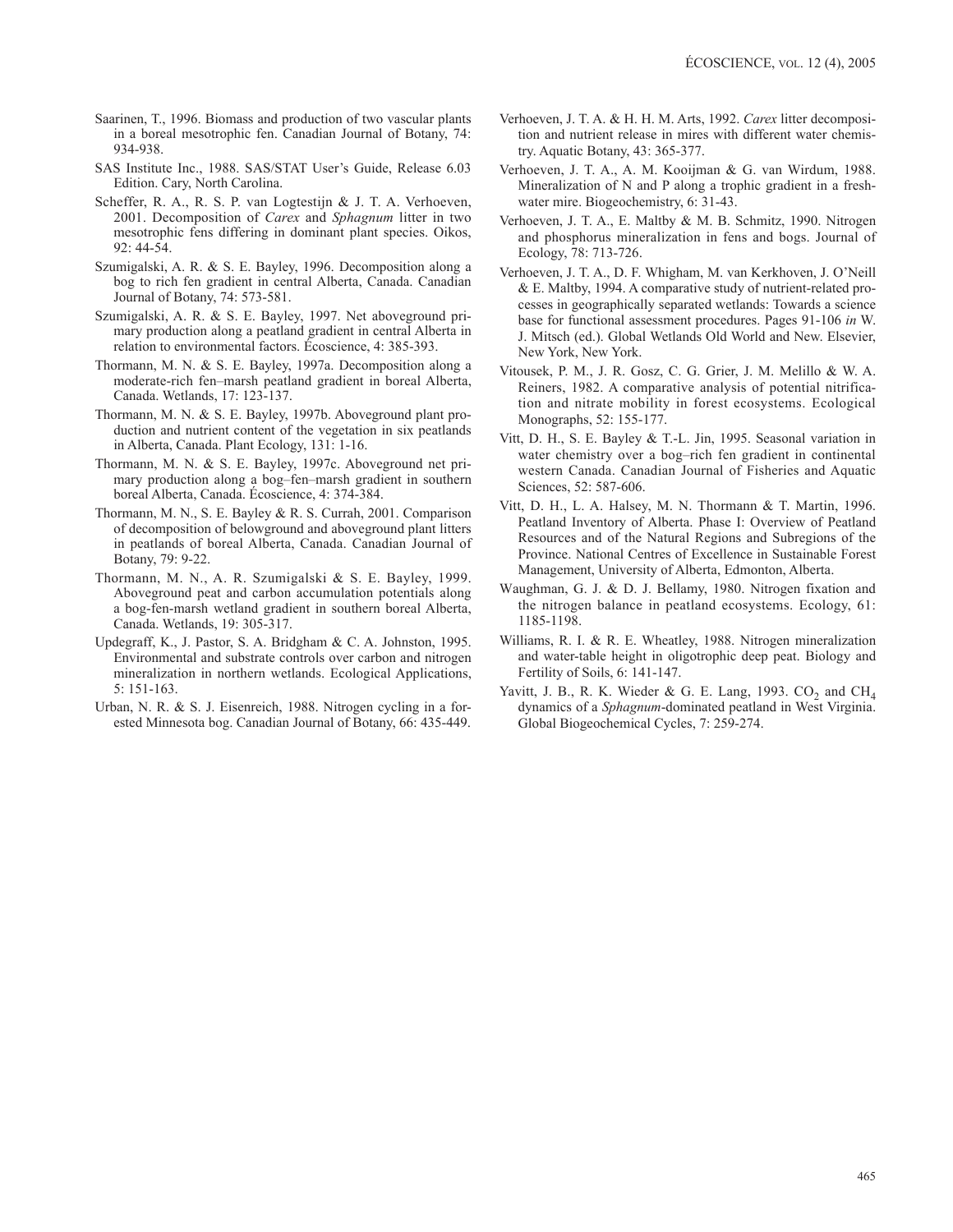Saarinen, T., 1996. Biomass and production of two vascular plants in a boreal mesotrophic fen. Canadian Journal of Botany, 74: 934-938.

SAS Institute Inc., 1988. SAS/STAT User's Guide, Release 6.03 Edition. Cary, North Carolina.

Scheffer, R. A., R. S. P. van Logtestijn & J. T. A. Verhoeven, 2001. Decomposition of *Carex* and *Sphagnum* litter in two mesotrophic fens differing in dominant plant species. Oikos, 92: 44-54.

Szumigalski, A. R. & S. E. Bayley, 1996. Decomposition along a bog to rich fen gradient in central Alberta, Canada. Canadian Journal of Botany, 74: 573-581.

Szumigalski, A. R. & S. E. Bayley, 1997. Net aboveground primary production along a peatland gradient in central Alberta in relation to environmental factors. Écoscience, 4: 385-393.

Thormann, M. N. & S. E. Bayley, 1997a. Decomposition along a moderate-rich fen–marsh peatland gradient in boreal Alberta, Canada. Wetlands, 17: 123-137.

Thormann, M. N. & S. E. Bayley, 1997b. Aboveground plant production and nutrient content of the vegetation in six peatlands in Alberta, Canada. Plant Ecology, 131: 1-16.

Thormann, M. N. & S. E. Bayley, 1997c. Aboveground net primary production along a bog–fen–marsh gradient in southern boreal Alberta, Canada. Écoscience, 4: 374-384.

Thormann, M. N., S. E. Bayley & R. S. Currah, 2001. Comparison of decomposition of belowground and aboveground plant litters in peatlands of boreal Alberta, Canada. Canadian Journal of Botany, 79: 9-22.

Thormann, M. N., A. R. Szumigalski & S. E. Bayley, 1999. Aboveground peat and carbon accumulation potentials along a bog-fen-marsh wetland gradient in southern boreal Alberta, Canada. Wetlands, 19: 305-317.

Updegraff, K., J. Pastor, S. A. Bridgham & C. A. Johnston, 1995. Environmental and substrate controls over carbon and nitrogen mineralization in northern wetlands. Ecological Applications, 5: 151-163.

Urban, N. R. & S. J. Eisenreich, 1988. Nitrogen cycling in a forested Minnesota bog. Canadian Journal of Botany, 66: 435-449.

Verhoeven, J. T. A. & H. H. M. Arts, 1992. *Carex* litter decomposition and nutrient release in mires with different water chemistry. Aquatic Botany, 43: 365-377.

Verhoeven, J. T. A., A. M. Kooijman & G. van Wirdum, 1988. Mineralization of N and P along a trophic gradient in a freshwater mire. Biogeochemistry, 6: 31-43.

Verhoeven, J. T. A., E. Maltby & M. B. Schmitz, 1990. Nitrogen and phosphorus mineralization in fens and bogs. Journal of Ecology, 78: 713-726.

Verhoeven, J. T. A., D. F. Whigham, M. van Kerkhoven, J. O'Neill & E. Maltby, 1994. A comparative study of nutrient-related processes in geographically separated wetlands: Towards a science base for functional assessment procedures. Pages 91-106 *in* W. J. Mitsch (ed.). Global Wetlands Old World and New. Elsevier, New York, New York.

Vitousek, P. M., J. R. Gosz, C. G. Grier, J. M. Melillo & W. A. Reiners, 1982. A comparative analysis of potential nitrification and nitrate mobility in forest ecosystems. Ecological Monographs, 52: 155-177.

Vitt, D. H., S. E. Bayley & T.-L. Jin, 1995. Seasonal variation in water chemistry over a bog–rich fen gradient in continental western Canada. Canadian Journal of Fisheries and Aquatic Sciences, 52: 587-606.

Vitt, D. H., L. A. Halsey, M. N. Thormann & T. Martin, 1996. Peatland Inventory of Alberta. Phase I: Overview of Peatland Resources and of the Natural Regions and Subregions of the Province. National Centres of Excellence in Sustainable Forest Management, University of Alberta, Edmonton, Alberta.

Waughman, G. J. & D. J. Bellamy, 1980. Nitrogen fixation and the nitrogen balance in peatland ecosystems. Ecology, 61: 1185-1198.

Williams, R. I. & R. E. Wheatley, 1988. Nitrogen mineralization and water-table height in oligotrophic deep peat. Biology and Fertility of Soils, 6: 141-147.

Yavitt, J. B., R. K. Wieder & G. E. Lang, 1993. $CO_2$ and $CH_4$ dynamics of a *Sphagnum*-dominated peatland in West Virginia. Global Biogeochemical Cycles, 7: 259-274.